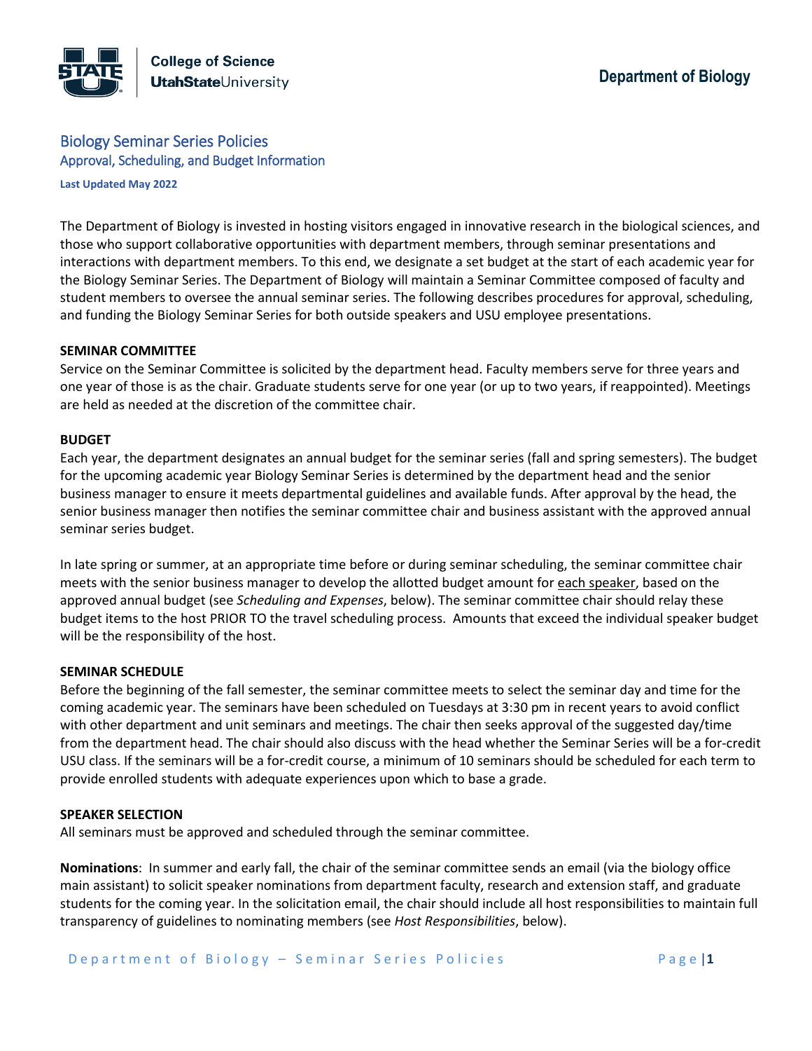College of Science
UtahStateUniversity

Department of Biology

# Biology Seminar Series Policies

## Approval, Scheduling, and Budget Information

**Last Updated May 2022**

The Department of Biology is invested in hosting visitors engaged in innovative research in the biological sciences, and those who support collaborative opportunities with department members, through seminar presentations and interactions with department members. To this end, we designate a set budget at the start of each academic year for the Biology Seminar Series. The Department of Biology will maintain a Seminar Committee composed of faculty and student members to oversee the annual seminar series. The following describes procedures for approval, scheduling, and funding the Biology Seminar Series for both outside speakers and USU employee presentations.

### SEMINAR COMMITTEE

Service on the Seminar Committee is solicited by the department head. Faculty members serve for three years and one year of those is as the chair. Graduate students serve for one year (or up to two years, if reappointed). Meetings are held as needed at the discretion of the committee chair.

### BUDGET

Each year, the department designates an annual budget for the seminar series (fall and spring semesters). The budget for the upcoming academic year Biology Seminar Series is determined by the department head and the senior business manager to ensure it meets departmental guidelines and available funds. After approval by the head, the senior business manager then notifies the seminar committee chair and business assistant with the approved annual seminar series budget.

In late spring or summer, at an appropriate time before or during seminar scheduling, the seminar committee chair meets with the senior business manager to develop the allotted budget amount for each speaker, based on the approved annual budget (see *Scheduling and Expenses*, below). The seminar committee chair should relay these budget items to the host PRIOR TO the travel scheduling process. Amounts that exceed the individual speaker budget will be the responsibility of the host.

### SEMINAR SCHEDULE

Before the beginning of the fall semester, the seminar committee meets to select the seminar day and time for the coming academic year. The seminars have been scheduled on Tuesdays at 3:30 pm in recent years to avoid conflict with other department and unit seminars and meetings. The chair then seeks approval of the suggested day/time from the department head. The chair should also discuss with the head whether the Seminar Series will be a for-credit USU class. If the seminars will be a for-credit course, a minimum of 10 seminars should be scheduled for each term to provide enrolled students with adequate experiences upon which to base a grade.

### SPEAKER SELECTION

All seminars must be approved and scheduled through the seminar committee.

**Nominations**: In summer and early fall, the chair of the seminar committee sends an email (via the biology office main assistant) to solicit speaker nominations from department faculty, research and extension staff, and graduate students for the coming year. In the solicitation email, the chair should include all host responsibilities to maintain full transparency of guidelines to nominating members (see *Host Responsibilities*, below).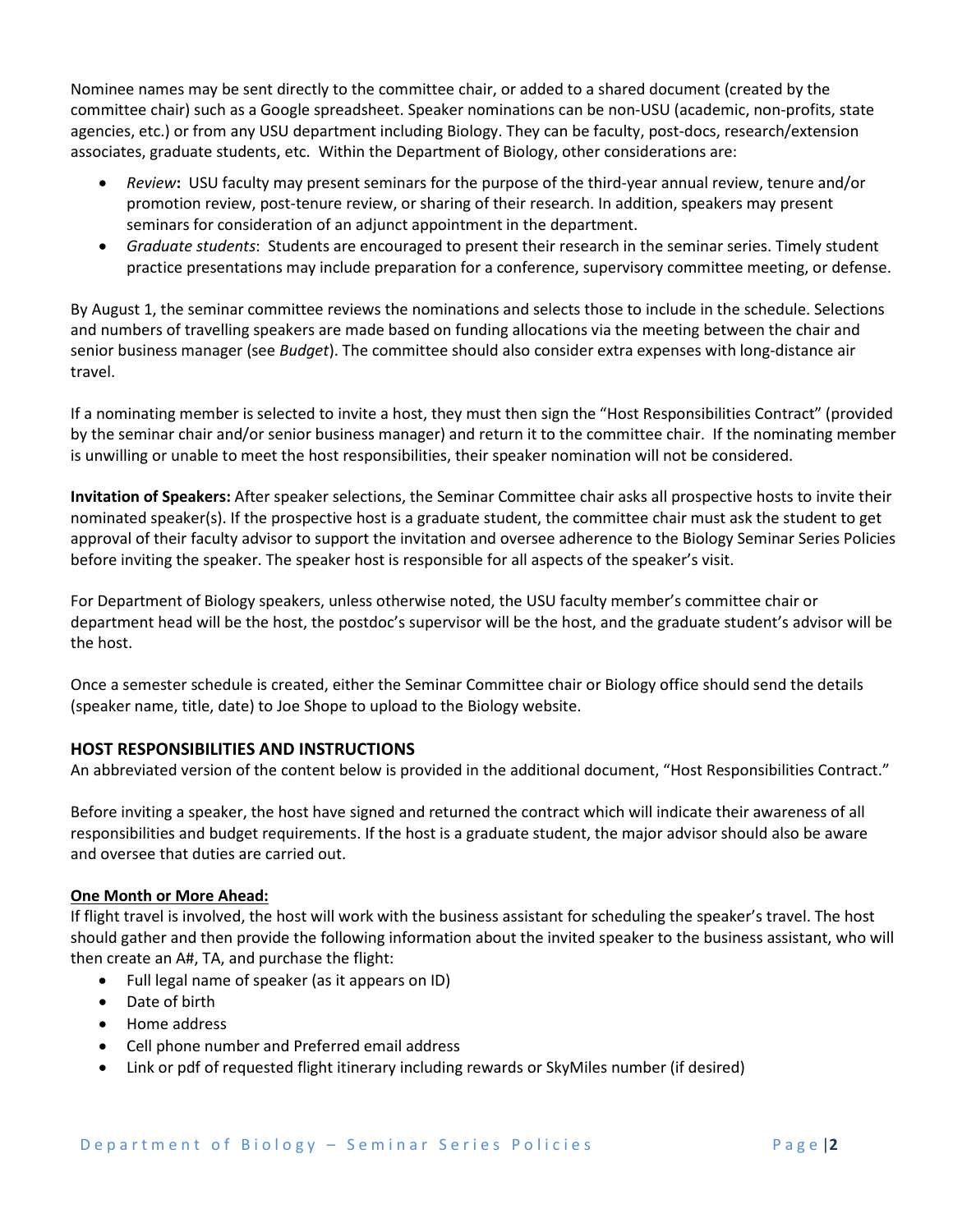Nominee names may be sent directly to the committee chair, or added to a shared document (created by the committee chair) such as a Google spreadsheet. Speaker nominations can be non-USU (academic, non-profits, state agencies, etc.) or from any USU department including Biology. They can be faculty, post-docs, research/extension associates, graduate students, etc. Within the Department of Biology, other considerations are:

- *Review***:** USU faculty may present seminars for the purpose of the third-year annual review, tenure and/or promotion review, post-tenure review, or sharing of their research. In addition, speakers may present seminars for consideration of an adjunct appointment in the department.
- *Graduate students*: Students are encouraged to present their research in the seminar series. Timely student practice presentations may include preparation for a conference, supervisory committee meeting, or defense.

By August 1, the seminar committee reviews the nominations and selects those to include in the schedule. Selections and numbers of travelling speakers are made based on funding allocations via the meeting between the chair and senior business manager (see *Budget*). The committee should also consider extra expenses with long-distance air travel.

If a nominating member is selected to invite a host, they must then sign the "Host Responsibilities Contract" (provided by the seminar chair and/or senior business manager) and return it to the committee chair. If the nominating member is unwilling or unable to meet the host responsibilities, their speaker nomination will not be considered.

**Invitation of Speakers:** After speaker selections, the Seminar Committee chair asks all prospective hosts to invite their nominated speaker(s). If the prospective host is a graduate student, the committee chair must ask the student to get approval of their faculty advisor to support the invitation and oversee adherence to the Biology Seminar Series Policies before inviting the speaker. The speaker host is responsible for all aspects of the speaker's visit.

For Department of Biology speakers, unless otherwise noted, the USU faculty member's committee chair or department head will be the host, the postdoc's supervisor will be the host, and the graduate student's advisor will be the host.

Once a semester schedule is created, either the Seminar Committee chair or Biology office should send the details (speaker name, title, date) to Joe Shope to upload to the Biology website.

## HOST RESPONSIBILITIES AND INSTRUCTIONS

An abbreviated version of the content below is provided in the additional document, "Host Responsibilities Contract."

Before inviting a speaker, the host have signed and returned the contract which will indicate their awareness of all responsibilities and budget requirements. If the host is a graduate student, the major advisor should also be aware and oversee that duties are carried out.

### One Month or More Ahead:

If flight travel is involved, the host will work with the business assistant for scheduling the speaker's travel. The host should gather and then provide the following information about the invited speaker to the business assistant, who will then create an A#, TA, and purchase the flight:

- Full legal name of speaker (as it appears on ID)
- Date of birth
- Home address
- Cell phone number and Preferred email address
- Link or pdf of requested flight itinerary including rewards or SkyMiles number (if desired)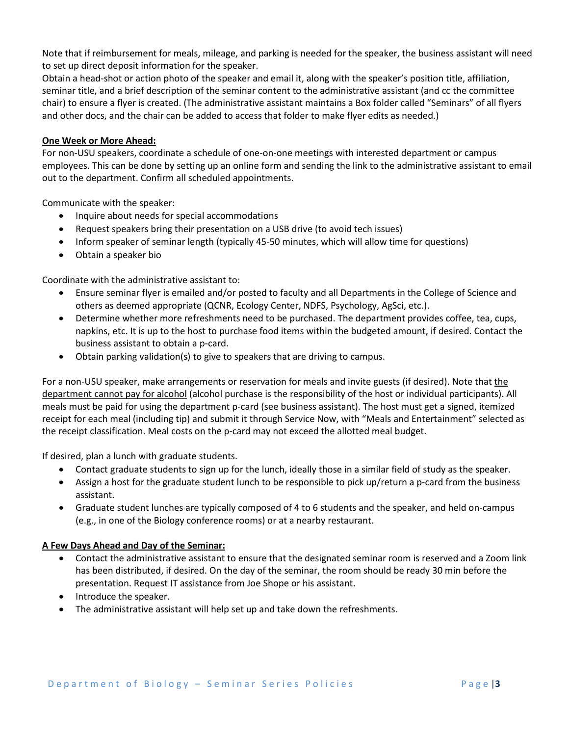Note that if reimbursement for meals, mileage, and parking is needed for the speaker, the business assistant will need to set up direct deposit information for the speaker.

Obtain a head-shot or action photo of the speaker and email it, along with the speaker's position title, affiliation, seminar title, and a brief description of the seminar content to the administrative assistant (and cc the committee chair) to ensure a flyer is created. (The administrative assistant maintains a Box folder called "Seminars" of all flyers and other docs, and the chair can be added to access that folder to make flyer edits as needed.)

**One Week or More Ahead:**

For non-USU speakers, coordinate a schedule of one-on-one meetings with interested department or campus employees. This can be done by setting up an online form and sending the link to the administrative assistant to email out to the department. Confirm all scheduled appointments.

Communicate with the speaker:

- Inquire about needs for special accommodations
- Request speakers bring their presentation on a USB drive (to avoid tech issues)
- Inform speaker of seminar length (typically 45-50 minutes, which will allow time for questions)
- Obtain a speaker bio

Coordinate with the administrative assistant to:

- Ensure seminar flyer is emailed and/or posted to faculty and all Departments in the College of Science and others as deemed appropriate (QCNR, Ecology Center, NDFS, Psychology, AgSci, etc.).
- Determine whether more refreshments need to be purchased. The department provides coffee, tea, cups, napkins, etc. It is up to the host to purchase food items within the budgeted amount, if desired. Contact the business assistant to obtain a p-card.
- Obtain parking validation(s) to give to speakers that are driving to campus.

For a non-USU speaker, make arrangements or reservation for meals and invite guests (if desired). Note that the department cannot pay for alcohol (alcohol purchase is the responsibility of the host or individual participants). All meals must be paid for using the department p-card (see business assistant). The host must get a signed, itemized receipt for each meal (including tip) and submit it through Service Now, with "Meals and Entertainment" selected as the receipt classification. Meal costs on the p-card may not exceed the allotted meal budget.

If desired, plan a lunch with graduate students.

- Contact graduate students to sign up for the lunch, ideally those in a similar field of study as the speaker.
- Assign a host for the graduate student lunch to be responsible to pick up/return a p-card from the business assistant.
- Graduate student lunches are typically composed of 4 to 6 students and the speaker, and held on-campus (e.g., in one of the Biology conference rooms) or at a nearby restaurant.

**A Few Days Ahead and Day of the Seminar:**

- Contact the administrative assistant to ensure that the designated seminar room is reserved and a Zoom link has been distributed, if desired. On the day of the seminar, the room should be ready 30 min before the presentation. Request IT assistance from Joe Shope or his assistant.
- Introduce the speaker.
- The administrative assistant will help set up and take down the refreshments.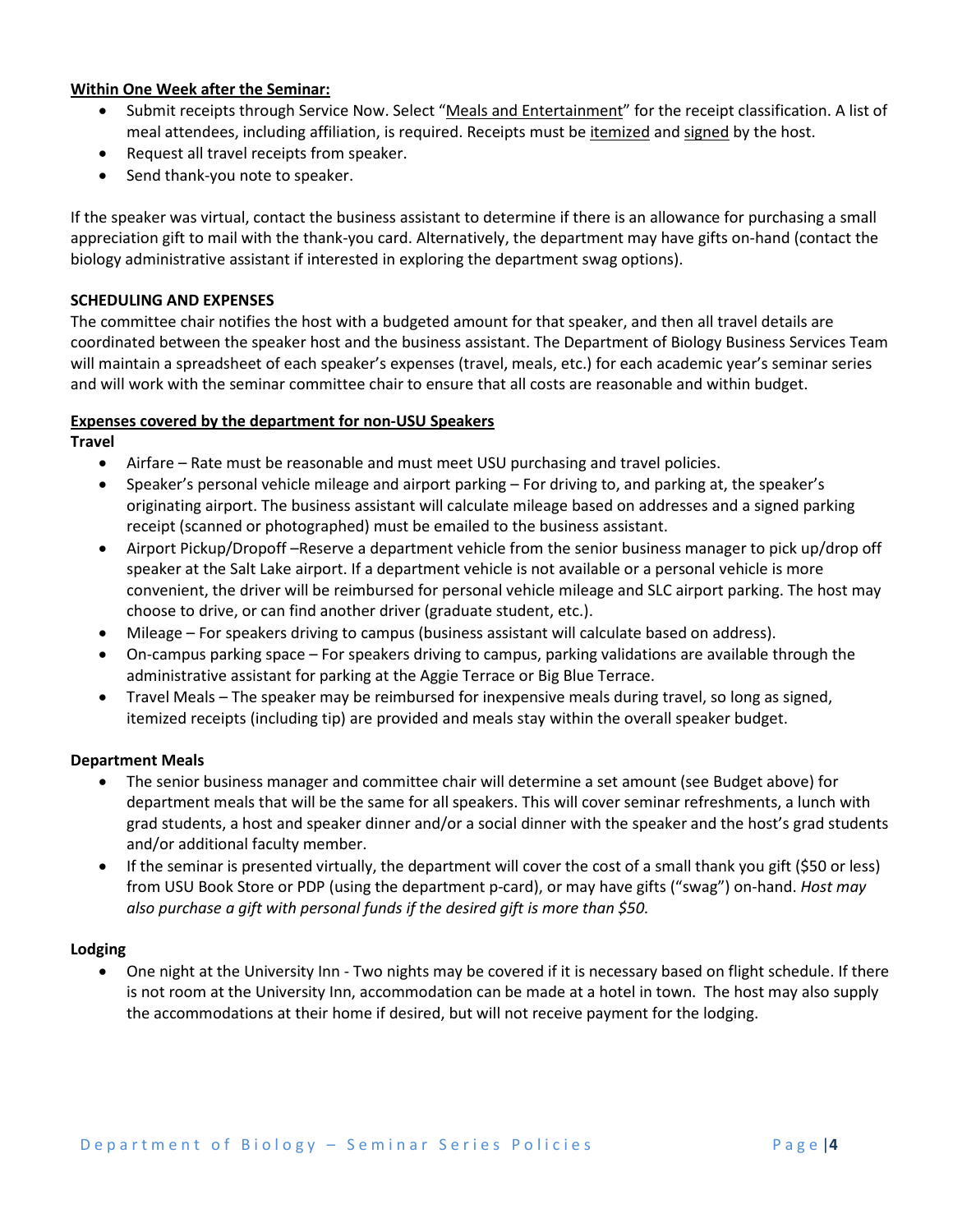**Within One Week after the Seminar:**

- Submit receipts through Service Now. Select "Meals and Entertainment" for the receipt classification. A list of meal attendees, including affiliation, is required. Receipts must be itemized and signed by the host.
- Request all travel receipts from speaker.
- Send thank-you note to speaker.

If the speaker was virtual, contact the business assistant to determine if there is an allowance for purchasing a small appreciation gift to mail with the thank-you card. Alternatively, the department may have gifts on-hand (contact the biology administrative assistant if interested in exploring the department swag options).

**SCHEDULING AND EXPENSES**

The committee chair notifies the host with a budgeted amount for that speaker, and then all travel details are coordinated between the speaker host and the business assistant. The Department of Biology Business Services Team will maintain a spreadsheet of each speaker's expenses (travel, meals, etc.) for each academic year's seminar series and will work with the seminar committee chair to ensure that all costs are reasonable and within budget.

**Expenses covered by the department for non-USU Speakers**

**Travel**

- Airfare – Rate must be reasonable and must meet USU purchasing and travel policies.
- Speaker's personal vehicle mileage and airport parking – For driving to, and parking at, the speaker's originating airport. The business assistant will calculate mileage based on addresses and a signed parking receipt (scanned or photographed) must be emailed to the business assistant.
- Airport Pickup/Dropoff –Reserve a department vehicle from the senior business manager to pick up/drop off speaker at the Salt Lake airport. If a department vehicle is not available or a personal vehicle is more convenient, the driver will be reimbursed for personal vehicle mileage and SLC airport parking. The host may choose to drive, or can find another driver (graduate student, etc.).
- Mileage – For speakers driving to campus (business assistant will calculate based on address).
- On-campus parking space – For speakers driving to campus, parking validations are available through the administrative assistant for parking at the Aggie Terrace or Big Blue Terrace.
- Travel Meals – The speaker may be reimbursed for inexpensive meals during travel, so long as signed, itemized receipts (including tip) are provided and meals stay within the overall speaker budget.

**Department Meals**

- The senior business manager and committee chair will determine a set amount (see Budget above) for department meals that will be the same for all speakers. This will cover seminar refreshments, a lunch with grad students, a host and speaker dinner and/or a social dinner with the speaker and the host's grad students and/or additional faculty member.
- If the seminar is presented virtually, the department will cover the cost of a small thank you gift ($50 or less) from USU Book Store or PDP (using the department p-card), or may have gifts ("swag") on-hand. *Host may also purchase a gift with personal funds if the desired gift is more than $50.*

**Lodging**

- One night at the University Inn - Two nights may be covered if it is necessary based on flight schedule. If there is not room at the University Inn, accommodation can be made at a hotel in town. The host may also supply the accommodations at their home if desired, but will not receive payment for the lodging.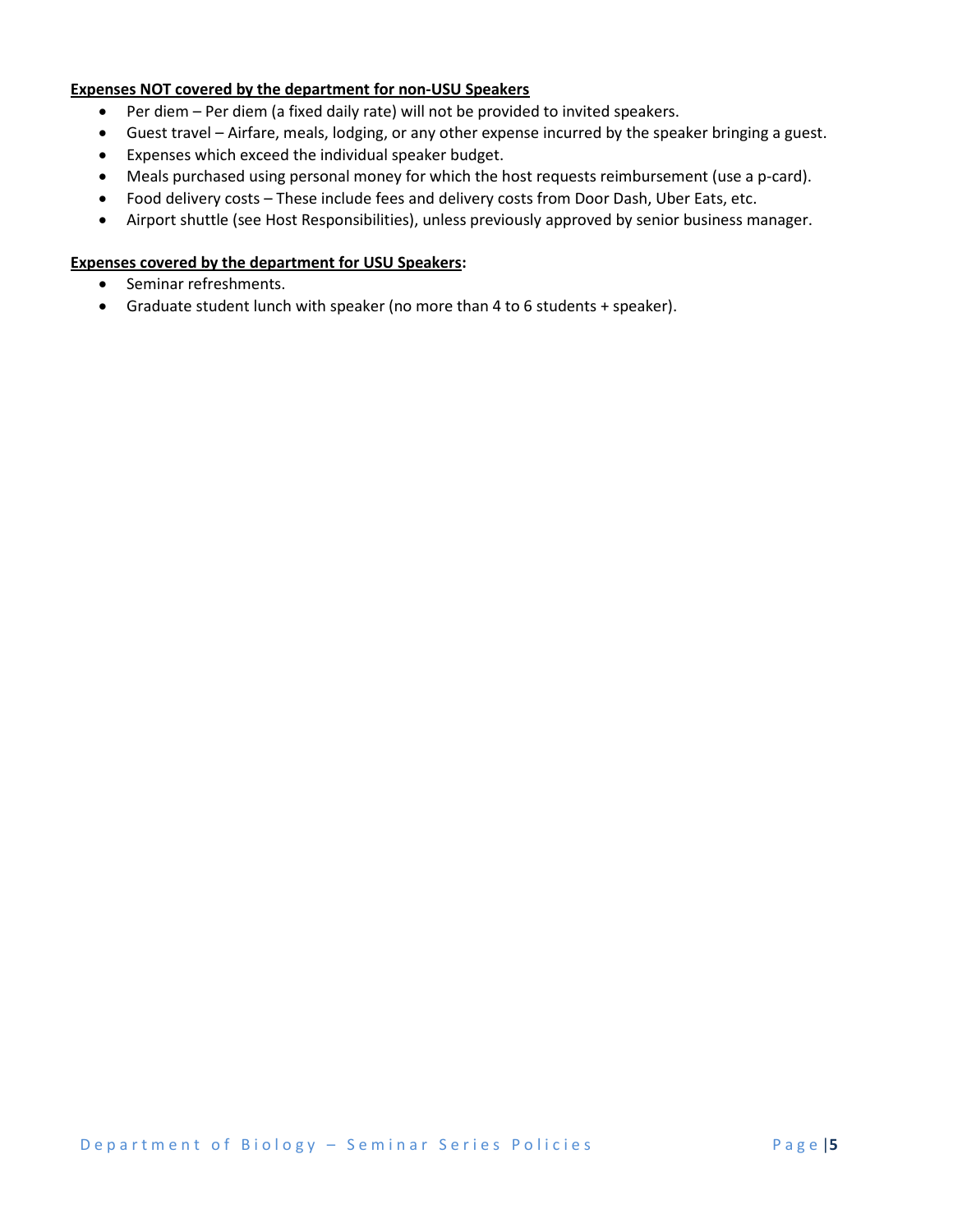**Expenses NOT covered by the department for non-USU Speakers**

- Per diem – Per diem (a fixed daily rate) will not be provided to invited speakers.
- Guest travel – Airfare, meals, lodging, or any other expense incurred by the speaker bringing a guest.
- Expenses which exceed the individual speaker budget.
- Meals purchased using personal money for which the host requests reimbursement (use a p-card).
- Food delivery costs – These include fees and delivery costs from Door Dash, Uber Eats, etc.
- Airport shuttle (see Host Responsibilities), unless previously approved by senior business manager.

**Expenses covered by the department for USU Speakers:**

- Seminar refreshments.
- Graduate student lunch with speaker (no more than 4 to 6 students + speaker).